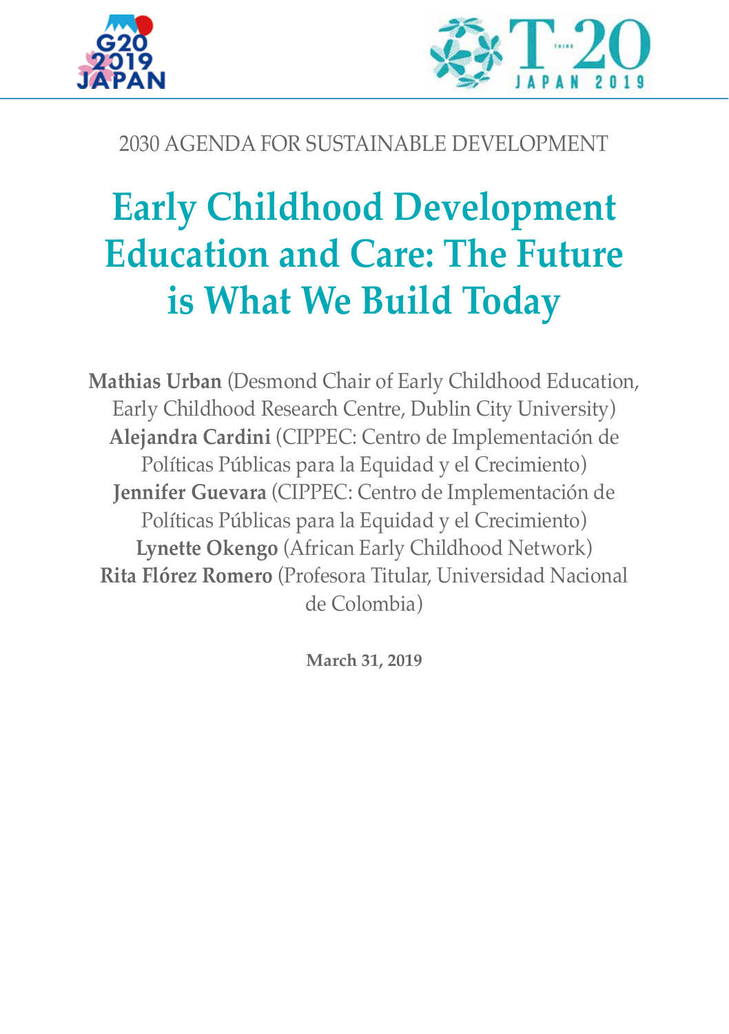2030 AGENDA FOR SUSTAINABLE DEVELOPMENT

# Early Childhood Development Education and Care: The Future is What We Build Today

**Mathias Urban** (Desmond Chair of Early Childhood Education, Early Childhood Research Centre, Dublin City University)
**Alejandra Cardini** (CIPPEC: Centro de Implementación de Políticas Públicas para la Equidad y el Crecimiento)
**Jennifer Guevara** (CIPPEC: Centro de Implementación de Políticas Públicas para la Equidad y el Crecimiento)
**Lynette Okengo** (African Early Childhood Network)
**Rita Flórez Romero** (Profesora Titular, Universidad Nacional de Colombia)

**March 31, 2019**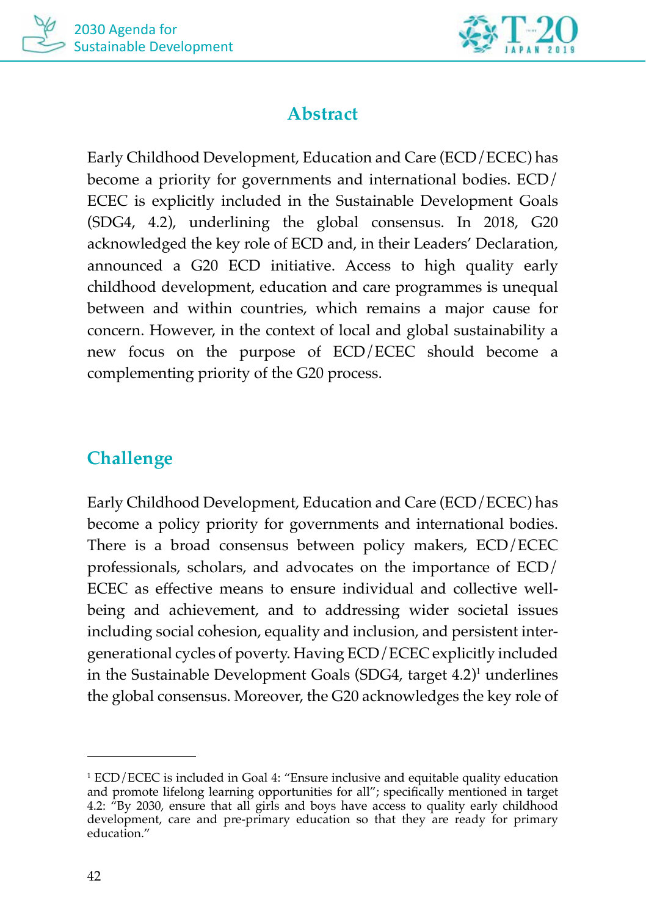## Abstract

Early Childhood Development, Education and Care (ECD/ECEC) has become a priority for governments and international bodies. ECD/ECEC is explicitly included in the Sustainable Development Goals (SDG4, 4.2), underlining the global consensus. In 2018, G20 acknowledged the key role of ECD and, in their Leaders' Declaration, announced a G20 ECD initiative. Access to high quality early childhood development, education and care programmes is unequal between and within countries, which remains a major cause for concern. However, in the context of local and global sustainability a new focus on the purpose of ECD/ECEC should become a complementing priority of the G20 process.

## Challenge

Early Childhood Development, Education and Care (ECD/ECEC) has become a policy priority for governments and international bodies. There is a broad consensus between policy makers, ECD/ECEC professionals, scholars, and advocates on the importance of ECD/ECEC as effective means to ensure individual and collective well-being and achievement, and to addressing wider societal issues including social cohesion, equality and inclusion, and persistent inter-generational cycles of poverty. Having ECD/ECEC explicitly included in the Sustainable Development Goals (SDG4, target 4.2)[1] underlines the global consensus. Moreover, the G20 acknowledges the key role of

---

[1] ECD/ECEC is included in Goal 4: "Ensure inclusive and equitable quality education and promote lifelong learning opportunities for all"; specifically mentioned in target 4.2: "By 2030, ensure that all girls and boys have access to quality early childhood development, care and pre-primary education so that they are ready for primary education."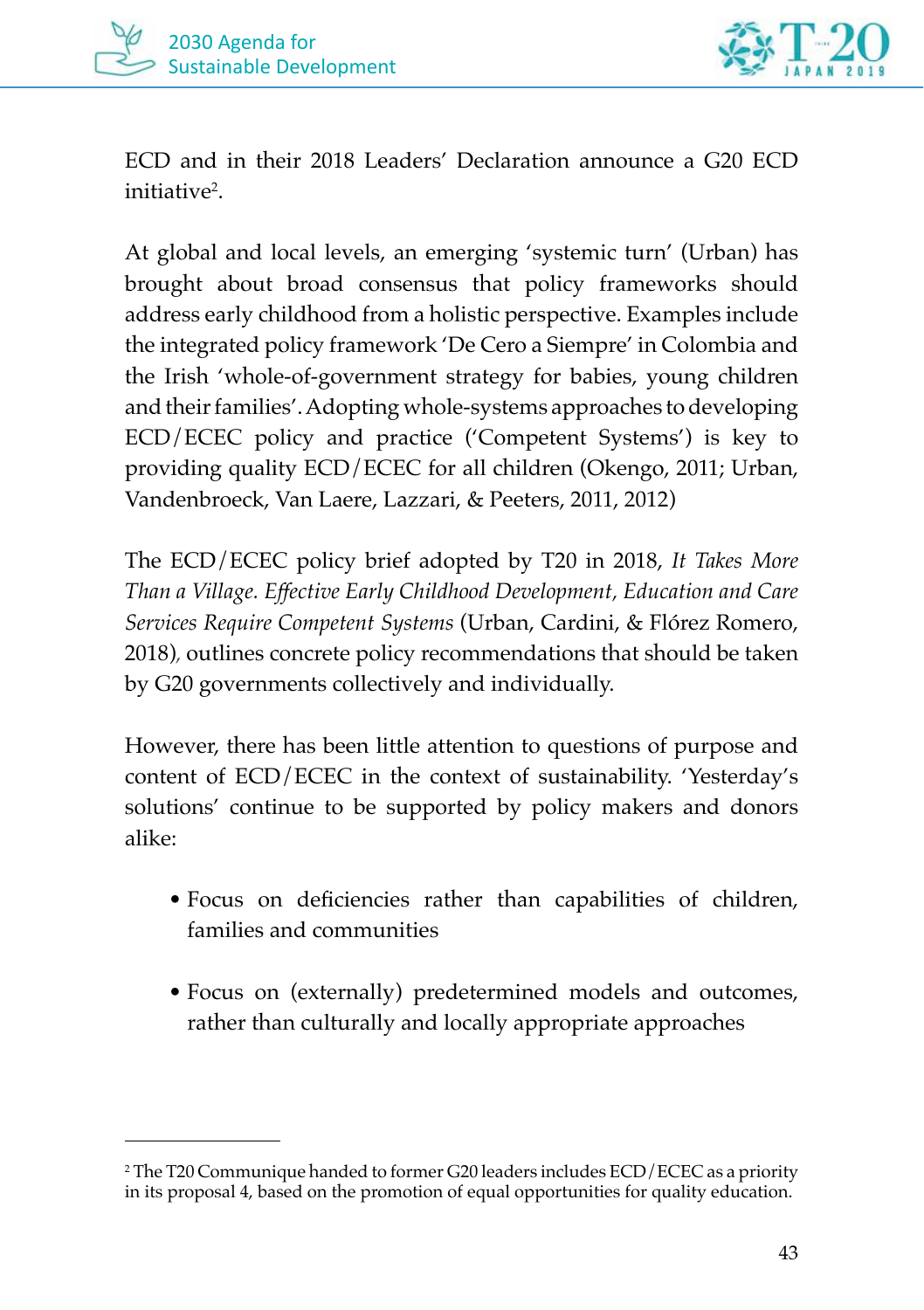ECD and in their 2018 Leaders' Declaration announce a G20 ECD initiative[2].

At global and local levels, an emerging 'systemic turn' (Urban) has brought about broad consensus that policy frameworks should address early childhood from a holistic perspective. Examples include the integrated policy framework 'De Cero a Siempre' in Colombia and the Irish 'whole-of-government strategy for babies, young children and their families'. Adopting whole-systems approaches to developing ECD/ECEC policy and practice ('Competent Systems') is key to providing quality ECD/ECEC for all children (Okengo, 2011; Urban, Vandenbroeck, Van Laere, Lazzari, & Peeters, 2011, 2012)

The ECD/ECEC policy brief adopted by T20 in 2018, *It Takes More Than a Village. Effective Early Childhood Development, Education and Care Services Require Competent Systems* (Urban, Cardini, & Flórez Romero, 2018), outlines concrete policy recommendations that should be taken by G20 governments collectively and individually.

However, there has been little attention to questions of purpose and content of ECD/ECEC in the context of sustainability. 'Yesterday's solutions' continue to be supported by policy makers and donors alike:

- Focus on deficiencies rather than capabilities of children, families and communities
- Focus on (externally) predetermined models and outcomes, rather than culturally and locally appropriate approaches

---

[2] The T20 Communique handed to former G20 leaders includes ECD/ECEC as a priority in its proposal 4, based on the promotion of equal opportunities for quality education.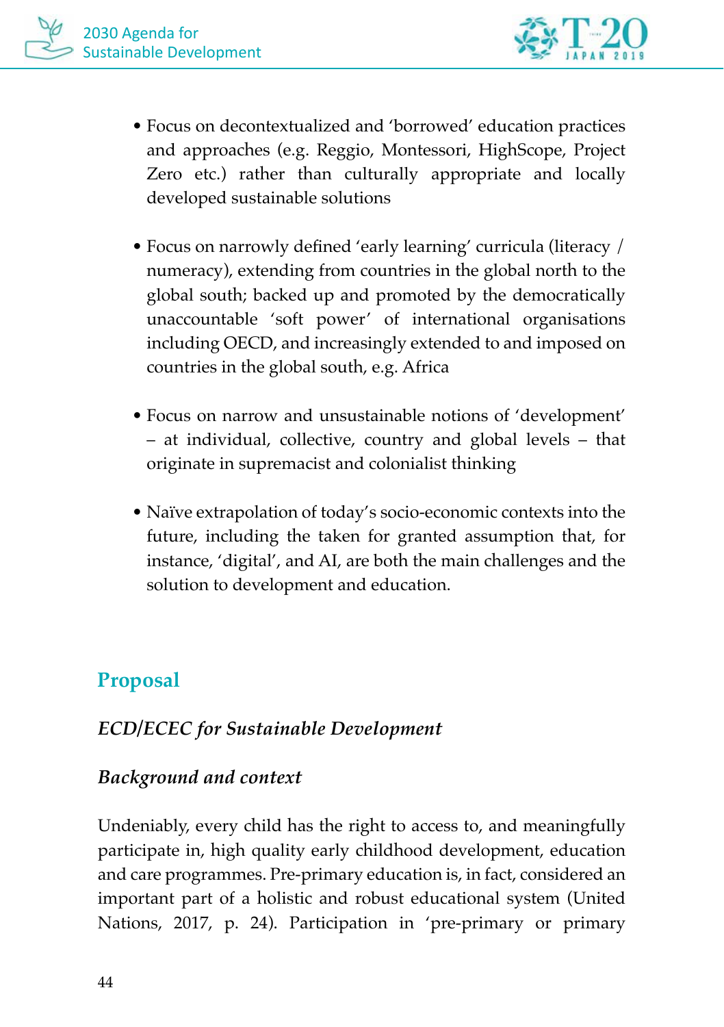- Focus on decontextualized and 'borrowed' education practices and approaches (e.g. Reggio, Montessori, HighScope, Project Zero etc.) rather than culturally appropriate and locally developed sustainable solutions

- Focus on narrowly defined 'early learning' curricula (literacy / numeracy), extending from countries in the global north to the global south; backed up and promoted by the democratically unaccountable 'soft power' of international organisations including OECD, and increasingly extended to and imposed on countries in the global south, e.g. Africa

- Focus on narrow and unsustainable notions of 'development' – at individual, collective, country and global levels – that originate in supremacist and colonialist thinking

- Naïve extrapolation of today's socio-economic contexts into the future, including the taken for granted assumption that, for instance, 'digital', and AI, are both the main challenges and the solution to development and education.

## Proposal

### *ECD/ECEC for Sustainable Development*

### *Background and context*

Undeniably, every child has the right to access to, and meaningfully participate in, high quality early childhood development, education and care programmes. Pre-primary education is, in fact, considered an important part of a holistic and robust educational system (United Nations, 2017, p. 24). Participation in 'pre-primary or primary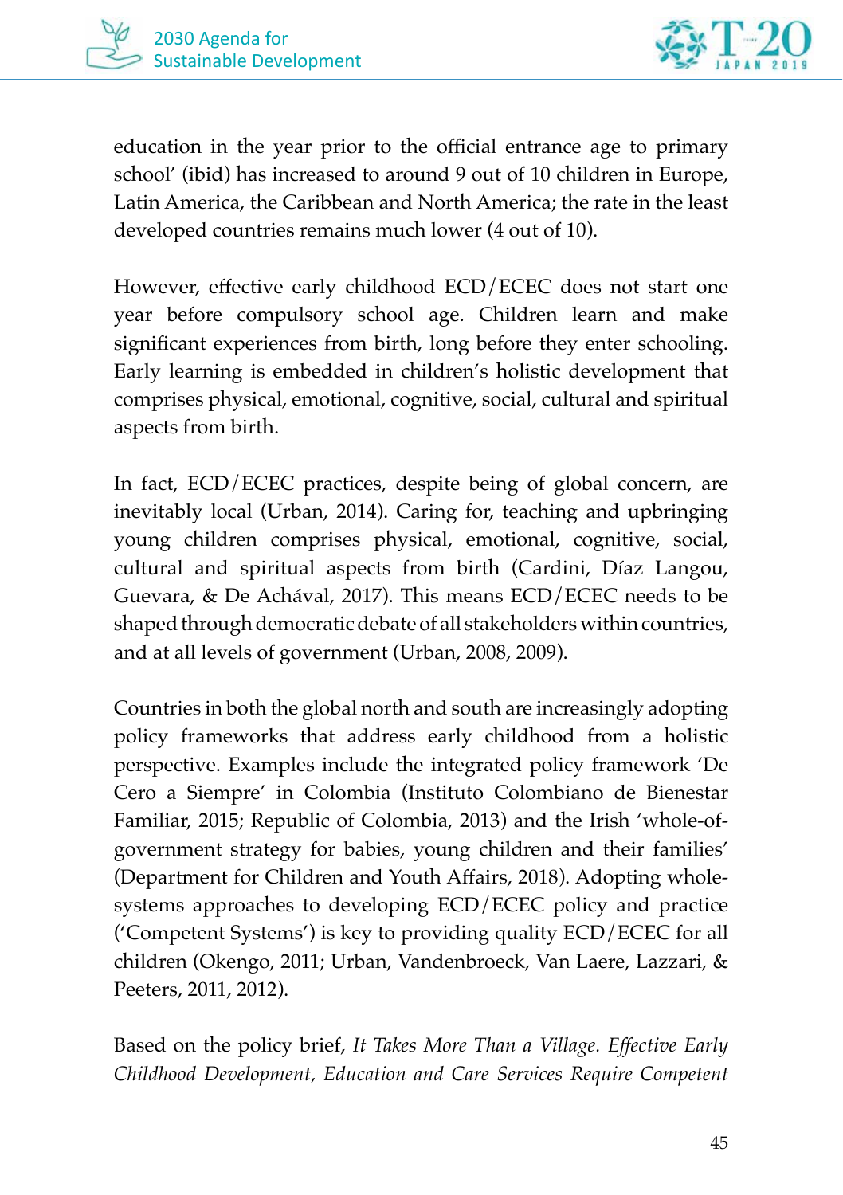education in the year prior to the official entrance age to primary school' (ibid) has increased to around 9 out of 10 children in Europe, Latin America, the Caribbean and North America; the rate in the least developed countries remains much lower (4 out of 10).

However, effective early childhood ECD/ECEC does not start one year before compulsory school age. Children learn and make significant experiences from birth, long before they enter schooling. Early learning is embedded in children's holistic development that comprises physical, emotional, cognitive, social, cultural and spiritual aspects from birth.

In fact, ECD/ECEC practices, despite being of global concern, are inevitably local (Urban, 2014). Caring for, teaching and upbringing young children comprises physical, emotional, cognitive, social, cultural and spiritual aspects from birth (Cardini, Díaz Langou, Guevara, & De Achával, 2017). This means ECD/ECEC needs to be shaped through democratic debate of all stakeholders within countries, and at all levels of government (Urban, 2008, 2009).

Countries in both the global north and south are increasingly adopting policy frameworks that address early childhood from a holistic perspective. Examples include the integrated policy framework 'De Cero a Siempre' in Colombia (Instituto Colombiano de Bienestar Familiar, 2015; Republic of Colombia, 2013) and the Irish 'whole-of-government strategy for babies, young children and their families' (Department for Children and Youth Affairs, 2018). Adopting whole-systems approaches to developing ECD/ECEC policy and practice ('Competent Systems') is key to providing quality ECD/ECEC for all children (Okengo, 2011; Urban, Vandenbroeck, Van Laere, Lazzari, & Peeters, 2011, 2012).

Based on the policy brief, *It Takes More Than a Village. Effective Early Childhood Development, Education and Care Services Require Competent*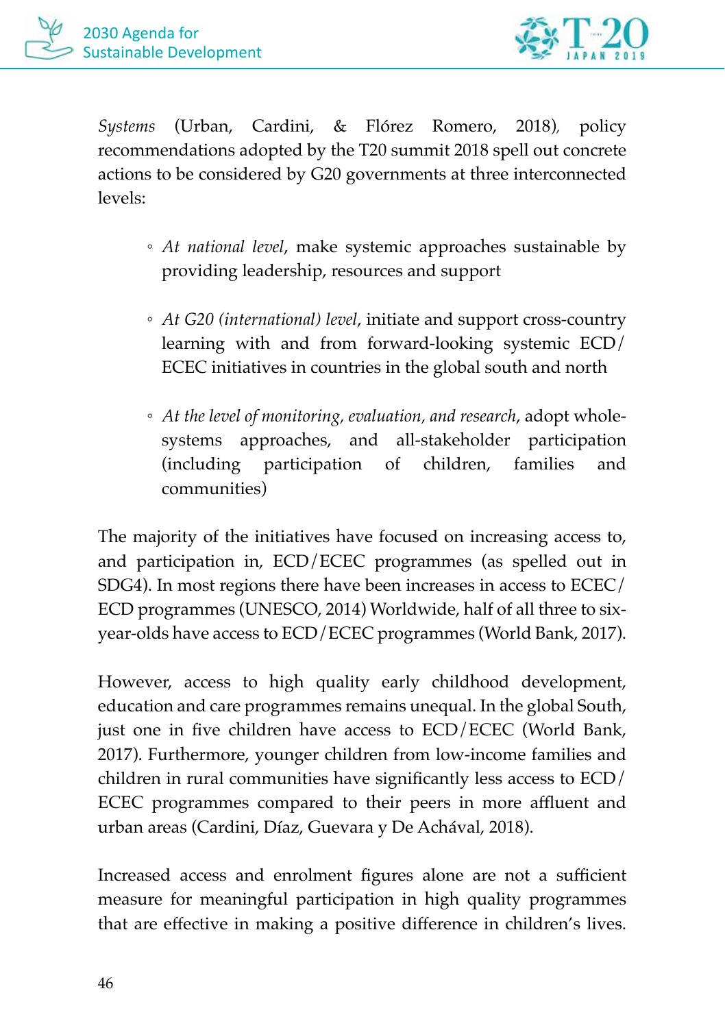*Systems* (Urban, Cardini, & Flórez Romero, 2018), policy recommendations adopted by the T20 summit 2018 spell out concrete actions to be considered by G20 governments at three interconnected levels:

- *At national level*, make systemic approaches sustainable by providing leadership, resources and support
- *At G20 (international) level*, initiate and support cross-country learning with and from forward-looking systemic ECD/ECEC initiatives in countries in the global south and north
- *At the level of monitoring, evaluation, and research*, adopt whole-systems approaches, and all-stakeholder participation (including participation of children, families and communities)

The majority of the initiatives have focused on increasing access to, and participation in, ECD/ECEC programmes (as spelled out in SDG4). In most regions there have been increases in access to ECEC/ECD programmes (UNESCO, 2014) Worldwide, half of all three to six-year-olds have access to ECD/ECEC programmes (World Bank, 2017).

However, access to high quality early childhood development, education and care programmes remains unequal. In the global South, just one in five children have access to ECD/ECEC (World Bank, 2017). Furthermore, younger children from low-income families and children in rural communities have significantly less access to ECD/ECEC programmes compared to their peers in more affluent and urban areas (Cardini, Díaz, Guevara y De Achával, 2018).

Increased access and enrolment figures alone are not a sufficient measure for meaningful participation in high quality programmes that are effective in making a positive difference in children's lives.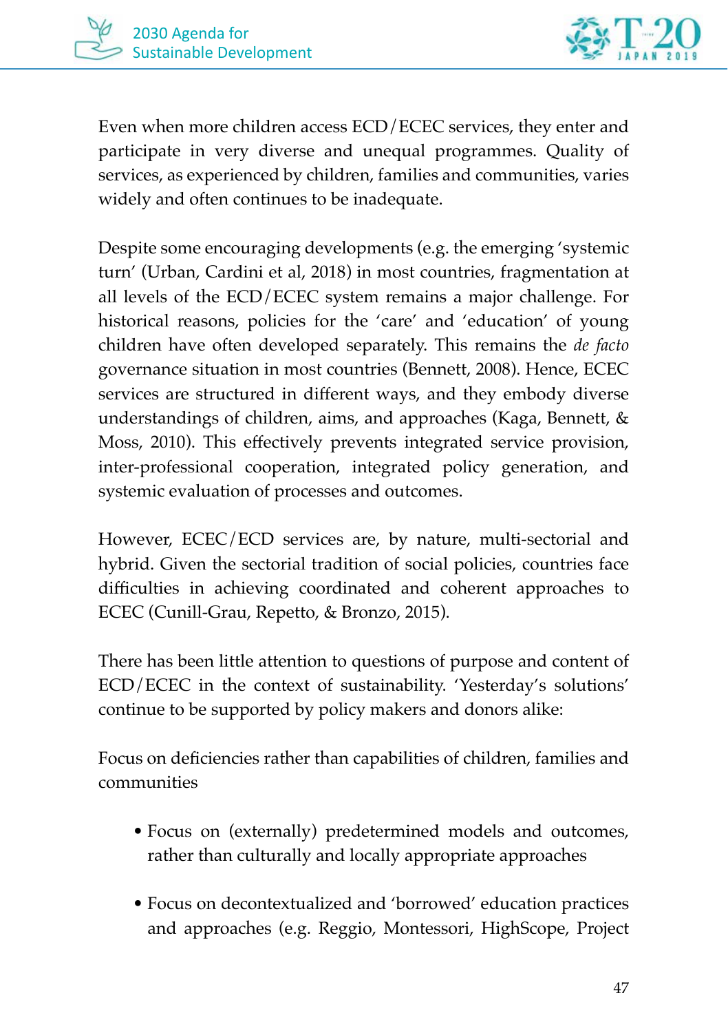Even when more children access ECD/ECEC services, they enter and participate in very diverse and unequal programmes. Quality of services, as experienced by children, families and communities, varies widely and often continues to be inadequate.

Despite some encouraging developments (e.g. the emerging 'systemic turn' (Urban, Cardini et al, 2018) in most countries, fragmentation at all levels of the ECD/ECEC system remains a major challenge. For historical reasons, policies for the 'care' and 'education' of young children have often developed separately. This remains the *de facto* governance situation in most countries (Bennett, 2008). Hence, ECEC services are structured in different ways, and they embody diverse understandings of children, aims, and approaches (Kaga, Bennett, & Moss, 2010). This effectively prevents integrated service provision, inter-professional cooperation, integrated policy generation, and systemic evaluation of processes and outcomes.

However, ECEC/ECD services are, by nature, multi-sectorial and hybrid. Given the sectorial tradition of social policies, countries face difficulties in achieving coordinated and coherent approaches to ECEC (Cunill-Grau, Repetto, & Bronzo, 2015).

There has been little attention to questions of purpose and content of ECD/ECEC in the context of sustainability. 'Yesterday's solutions' continue to be supported by policy makers and donors alike:

Focus on deficiencies rather than capabilities of children, families and communities

- Focus on (externally) predetermined models and outcomes, rather than culturally and locally appropriate approaches
- Focus on decontextualized and 'borrowed' education practices and approaches (e.g. Reggio, Montessori, HighScope, Project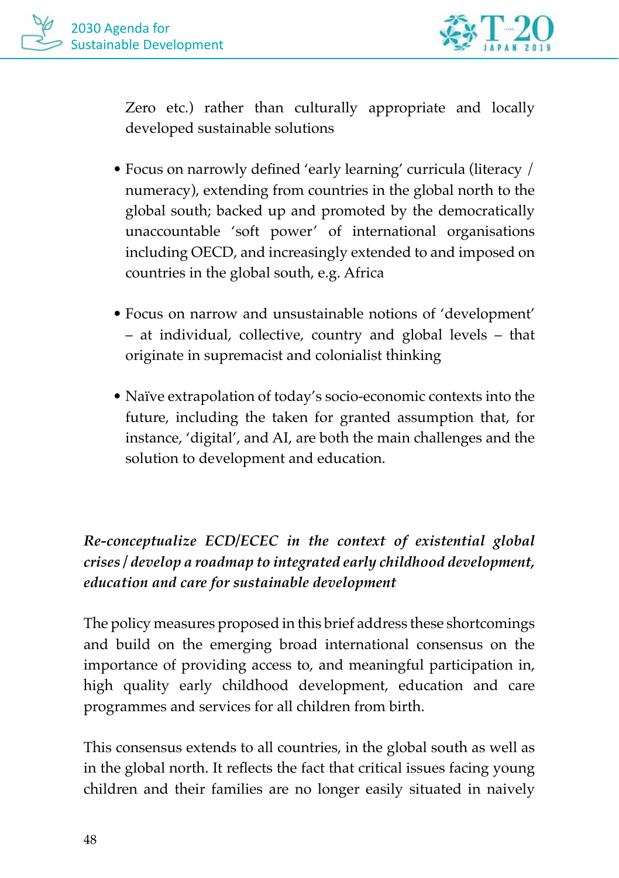Zero etc.) rather than culturally appropriate and locally developed sustainable solutions

- Focus on narrowly defined 'early learning' curricula (literacy / numeracy), extending from countries in the global north to the global south; backed up and promoted by the democratically unaccountable 'soft power' of international organisations including OECD, and increasingly extended to and imposed on countries in the global south, e.g. Africa

- Focus on narrow and unsustainable notions of 'development' – at individual, collective, country and global levels – that originate in supremacist and colonialist thinking

- Naïve extrapolation of today's socio-economic contexts into the future, including the taken for granted assumption that, for instance, 'digital', and AI, are both the main challenges and the solution to development and education.

***Re-conceptualize ECD/ECEC in the context of existential global crises / develop a roadmap to integrated early childhood development, education and care for sustainable development***

The policy measures proposed in this brief address these shortcomings and build on the emerging broad international consensus on the importance of providing access to, and meaningful participation in, high quality early childhood development, education and care programmes and services for all children from birth.

This consensus extends to all countries, in the global south as well as in the global north. It reflects the fact that critical issues facing young children and their families are no longer easily situated in naively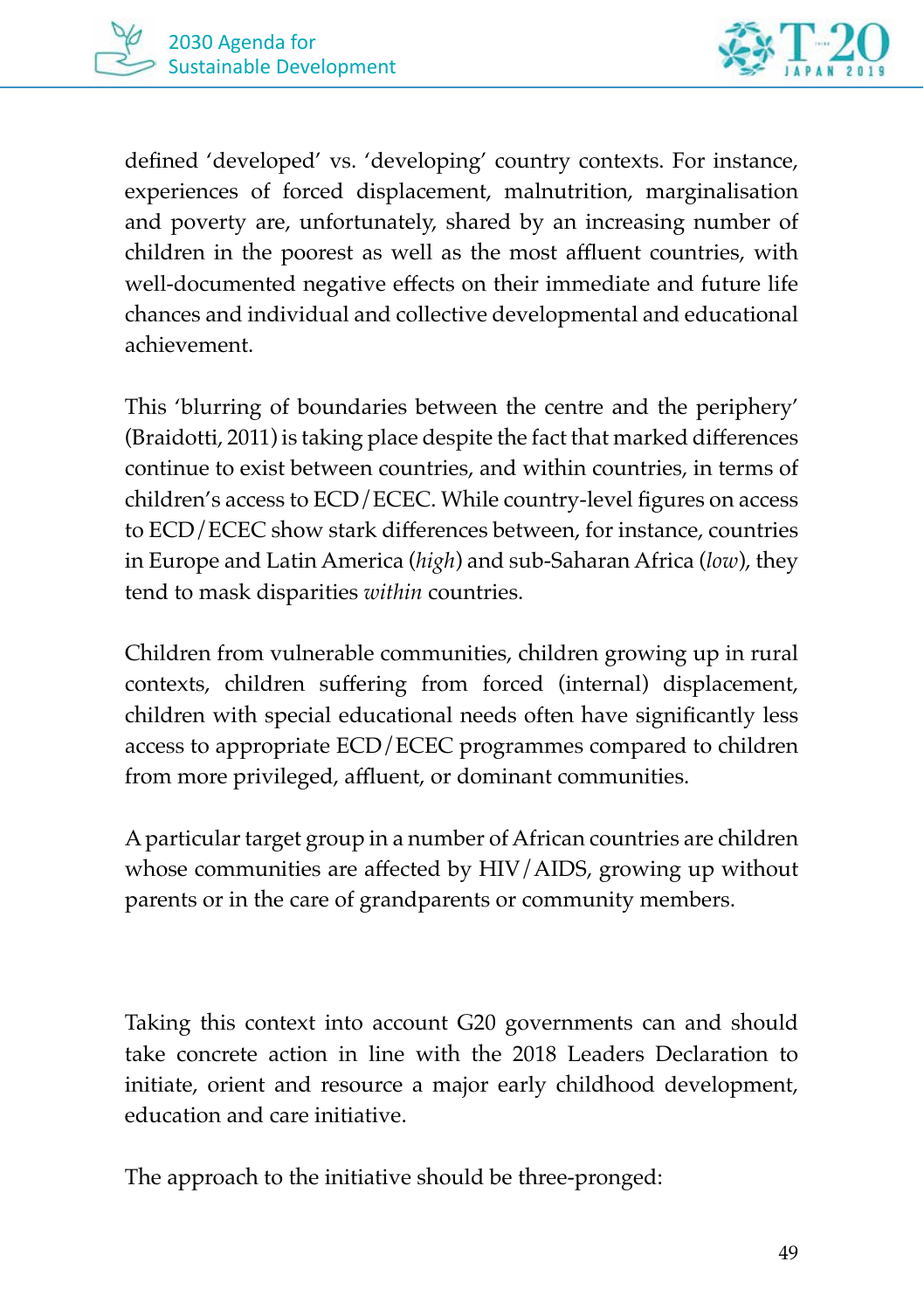defined 'developed' vs. 'developing' country contexts. For instance, experiences of forced displacement, malnutrition, marginalisation and poverty are, unfortunately, shared by an increasing number of children in the poorest as well as the most affluent countries, with well-documented negative effects on their immediate and future life chances and individual and collective developmental and educational achievement.

This 'blurring of boundaries between the centre and the periphery' (Braidotti, 2011) is taking place despite the fact that marked differences continue to exist between countries, and within countries, in terms of children's access to ECD/ECEC. While country-level figures on access to ECD/ECEC show stark differences between, for instance, countries in Europe and Latin America (*high*) and sub-Saharan Africa (*low*), they tend to mask disparities *within* countries.

Children from vulnerable communities, children growing up in rural contexts, children suffering from forced (internal) displacement, children with special educational needs often have significantly less access to appropriate ECD/ECEC programmes compared to children from more privileged, affluent, or dominant communities.

A particular target group in a number of African countries are children whose communities are affected by HIV/AIDS, growing up without parents or in the care of grandparents or community members.

Taking this context into account G20 governments can and should take concrete action in line with the 2018 Leaders Declaration to initiate, orient and resource a major early childhood development, education and care initiative.

The approach to the initiative should be three-pronged: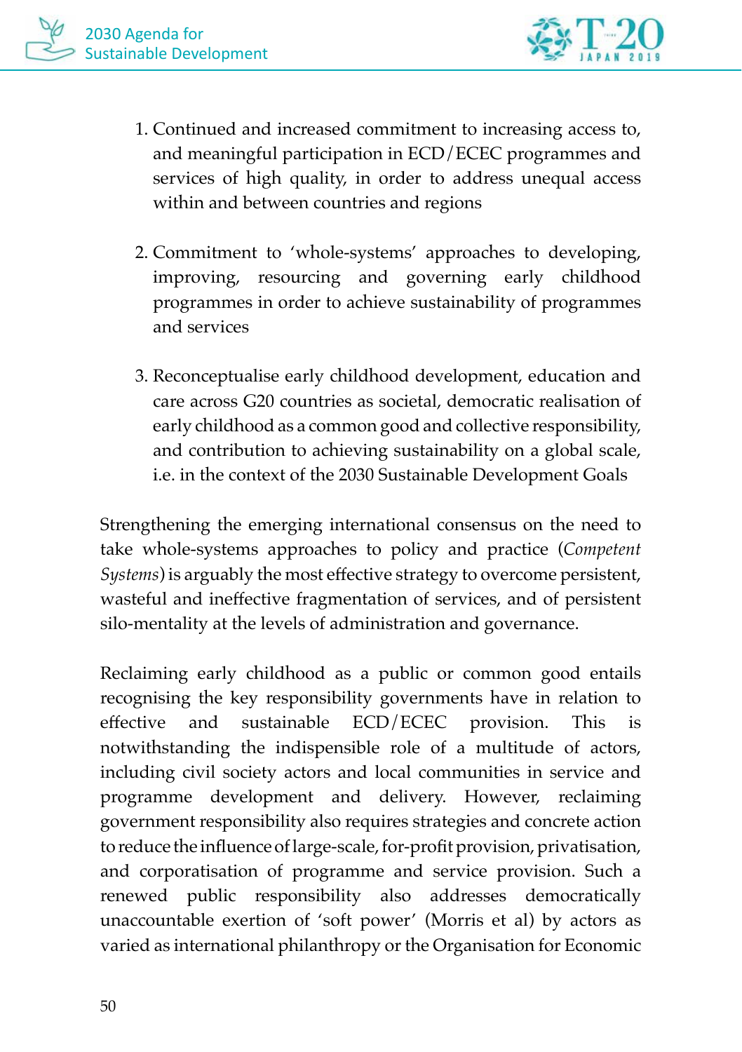1. Continued and increased commitment to increasing access to, and meaningful participation in ECD/ECEC programmes and services of high quality, in order to address unequal access within and between countries and regions

2. Commitment to 'whole-systems' approaches to developing, improving, resourcing and governing early childhood programmes in order to achieve sustainability of programmes and services

3. Reconceptualise early childhood development, education and care across G20 countries as societal, democratic realisation of early childhood as a common good and collective responsibility, and contribution to achieving sustainability on a global scale, i.e. in the context of the 2030 Sustainable Development Goals

Strengthening the emerging international consensus on the need to take whole-systems approaches to policy and practice (*Competent Systems*) is arguably the most effective strategy to overcome persistent, wasteful and ineffective fragmentation of services, and of persistent silo-mentality at the levels of administration and governance.

Reclaiming early childhood as a public or common good entails recognising the key responsibility governments have in relation to effective and sustainable ECD/ECEC provision. This is notwithstanding the indispensible role of a multitude of actors, including civil society actors and local communities in service and programme development and delivery. However, reclaiming government responsibility also requires strategies and concrete action to reduce the influence of large-scale, for-profit provision, privatisation, and corporatisation of programme and service provision. Such a renewed public responsibility also addresses democratically unaccountable exertion of 'soft power' (Morris et al) by actors as varied as international philanthropy or the Organisation for Economic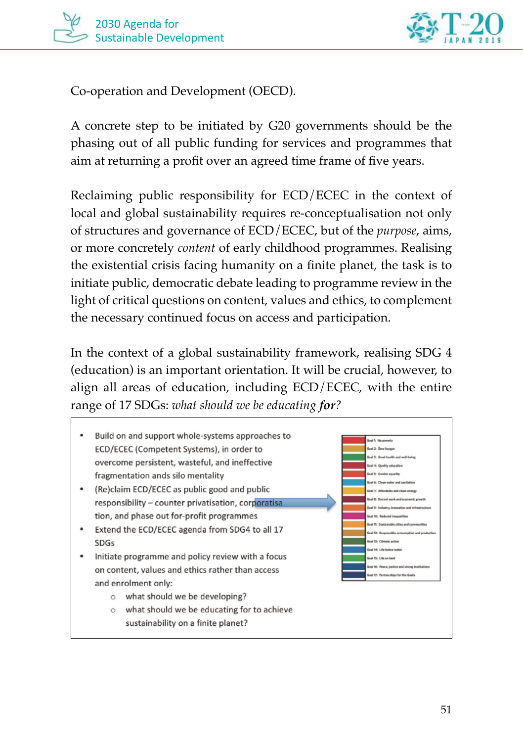Co-operation and Development (OECD).

A concrete step to be initiated by G20 governments should be the phasing out of all public funding for services and programmes that aim at returning a profit over an agreed time frame of five years.

Reclaiming public responsibility for ECD/ECEC in the context of local and global sustainability requires re-conceptualisation not only of structures and governance of ECD/ECEC, but of the *purpose*, aims, or more concretely *content* of early childhood programmes. Realising the existential crisis facing humanity on a finite planet, the task is to initiate public, democratic debate leading to programme review in the light of critical questions on content, values and ethics, to complement the necessary continued focus on access and participation.

In the context of a global sustainability framework, realising SDG 4 (education) is an important orientation. It will be crucial, however, to align all areas of education, including ECD/ECEC, with the entire range of 17 SDGs: *what should we be educating **for**?*

- Build on and support whole-systems approaches to ECD/ECEC (Competent Systems), in order to overcome persistent, wasteful, and ineffective fragmentation ands silo mentality
- (Re)claim ECD/ECEC as public good and public responsibility – counter privatisation, corporatisation, and phase out for-profit programmes
- Extend the ECD/ECEC agenda from SDG4 to all 17 SDGs
- Initiate programme and policy review with a focus on content, values and ethics rather than access and enrolment only:
  - what should we be developing?
  - what should we be educating for to achieve sustainability on a finite planet?

Goal 1: No poverty
Goal 2: Zero hunger
Goal 3: Good health and well-being
Goal 4: Quality education
Goal 5: Gender equality
Goal 6: Clean water and sanitation
Goal 7: Affordable and clean energy
Goal 8: Decent work and economic growth
Goal 9: Industry, innovation and infrastructure
Goal 10: Reduced inequalities
Goal 11: Sustainable cities and communities
Goal 12: Responsible consumption and production
Goal 13: Climate action
Goal 14: Life below water
Goal 15: Life on land
Goal 16: Peace, justice and strong institutions
Goal 17: Partnerships for the Goals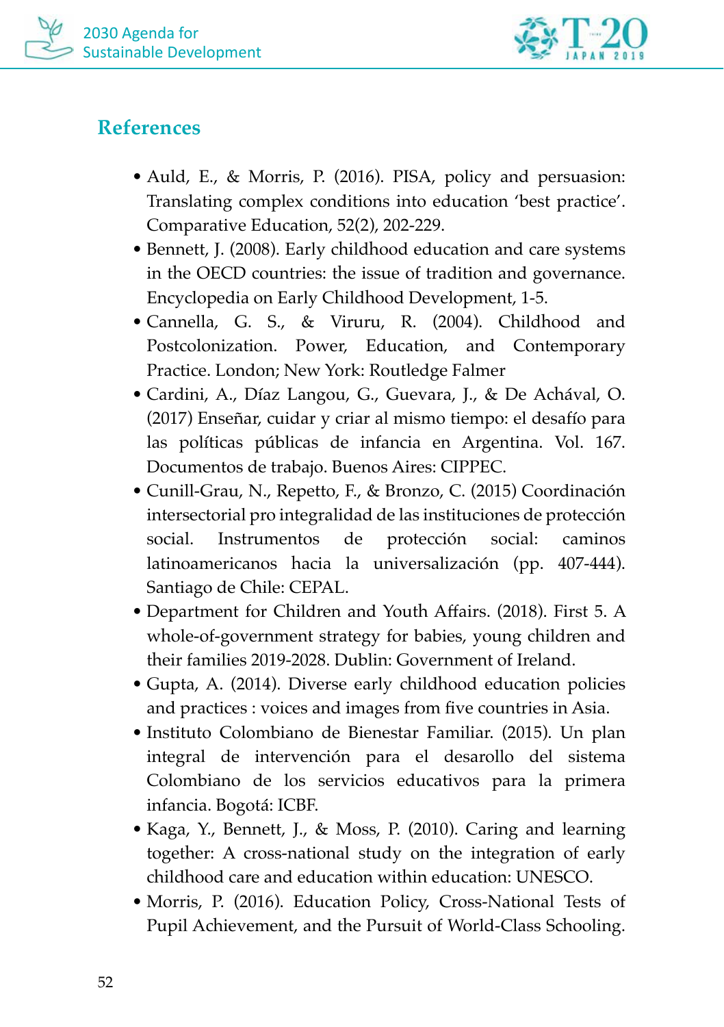## References

- Auld, E., & Morris, P. (2016). PISA, policy and persuasion: Translating complex conditions into education 'best practice'. Comparative Education, 52(2), 202-229.
- Bennett, J. (2008). Early childhood education and care systems in the OECD countries: the issue of tradition and governance. Encyclopedia on Early Childhood Development, 1-5.
- Cannella, G. S., & Viruru, R. (2004). Childhood and Postcolonization. Power, Education, and Contemporary Practice. London; New York: Routledge Falmer
- Cardini, A., Díaz Langou, G., Guevara, J., & De Achával, O. (2017) Enseñar, cuidar y criar al mismo tiempo: el desafío para las políticas públicas de infancia en Argentina. Vol. 167. Documentos de trabajo. Buenos Aires: CIPPEC.
- Cunill-Grau, N., Repetto, F., & Bronzo, C. (2015) Coordinación intersectorial pro integralidad de las instituciones de protección social. Instrumentos de protección social: caminos latinoamericanos hacia la universalización (pp. 407-444). Santiago de Chile: CEPAL.
- Department for Children and Youth Affairs. (2018). First 5. A whole-of-government strategy for babies, young children and their families 2019-2028. Dublin: Government of Ireland.
- Gupta, A. (2014). Diverse early childhood education policies and practices : voices and images from five countries in Asia.
- Instituto Colombiano de Bienestar Familiar. (2015). Un plan integral de intervención para el desarollo del sistema Colombiano de los servicios educativos para la primera infancia. Bogotá: ICBF.
- Kaga, Y., Bennett, J., & Moss, P. (2010). Caring and learning together: A cross-national study on the integration of early childhood care and education within education: UNESCO.
- Morris, P. (2016). Education Policy, Cross-National Tests of Pupil Achievement, and the Pursuit of World-Class Schooling.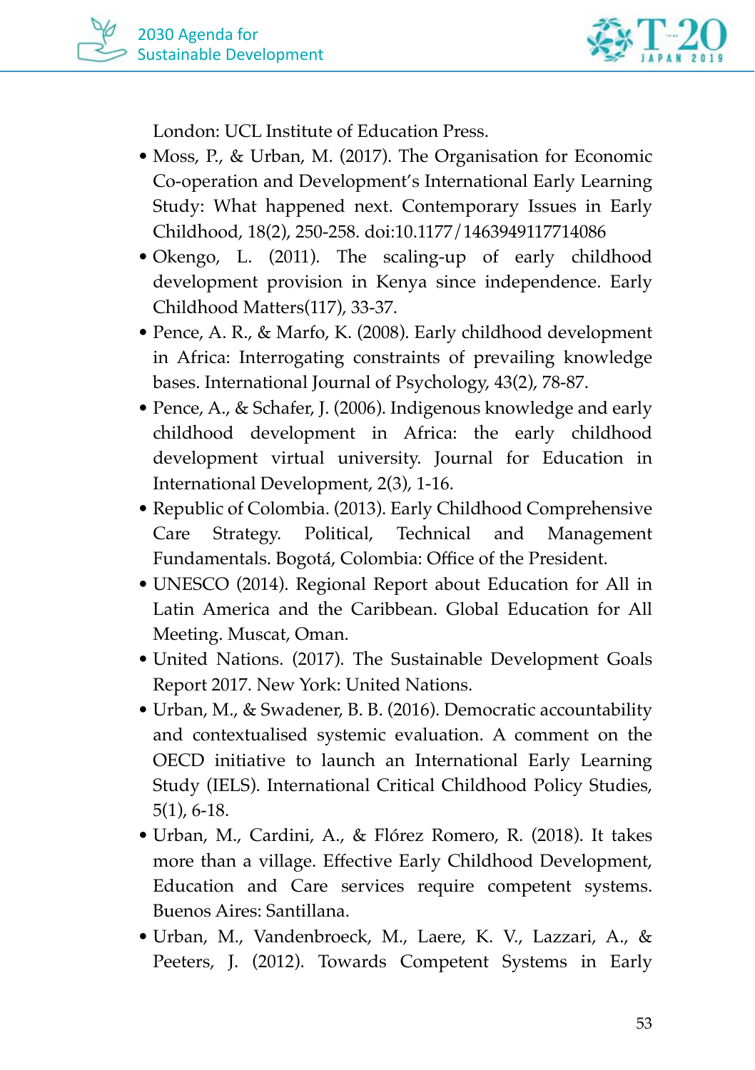London: UCL Institute of Education Press.

- Moss, P., & Urban, M. (2017). The Organisation for Economic Co-operation and Development's International Early Learning Study: What happened next. Contemporary Issues in Early Childhood, 18(2), 250-258. doi:10.1177/1463949117714086
- Okengo, L. (2011). The scaling-up of early childhood development provision in Kenya since independence. Early Childhood Matters(117), 33-37.
- Pence, A. R., & Marfo, K. (2008). Early childhood development in Africa: Interrogating constraints of prevailing knowledge bases. International Journal of Psychology, 43(2), 78-87.
- Pence, A., & Schafer, J. (2006). Indigenous knowledge and early childhood development in Africa: the early childhood development virtual university. Journal for Education in International Development, 2(3), 1-16.
- Republic of Colombia. (2013). Early Childhood Comprehensive Care Strategy. Political, Technical and Management Fundamentals. Bogotá, Colombia: Office of the President.
- UNESCO (2014). Regional Report about Education for All in Latin America and the Caribbean. Global Education for All Meeting. Muscat, Oman.
- United Nations. (2017). The Sustainable Development Goals Report 2017. New York: United Nations.
- Urban, M., & Swadener, B. B. (2016). Democratic accountability and contextualised systemic evaluation. A comment on the OECD initiative to launch an International Early Learning Study (IELS). International Critical Childhood Policy Studies, 5(1), 6-18.
- Urban, M., Cardini, A., & Flórez Romero, R. (2018). It takes more than a village. Effective Early Childhood Development, Education and Care services require competent systems. Buenos Aires: Santillana.
- Urban, M., Vandenbroeck, M., Laere, K. V., Lazzari, A., & Peeters, J. (2012). Towards Competent Systems in Early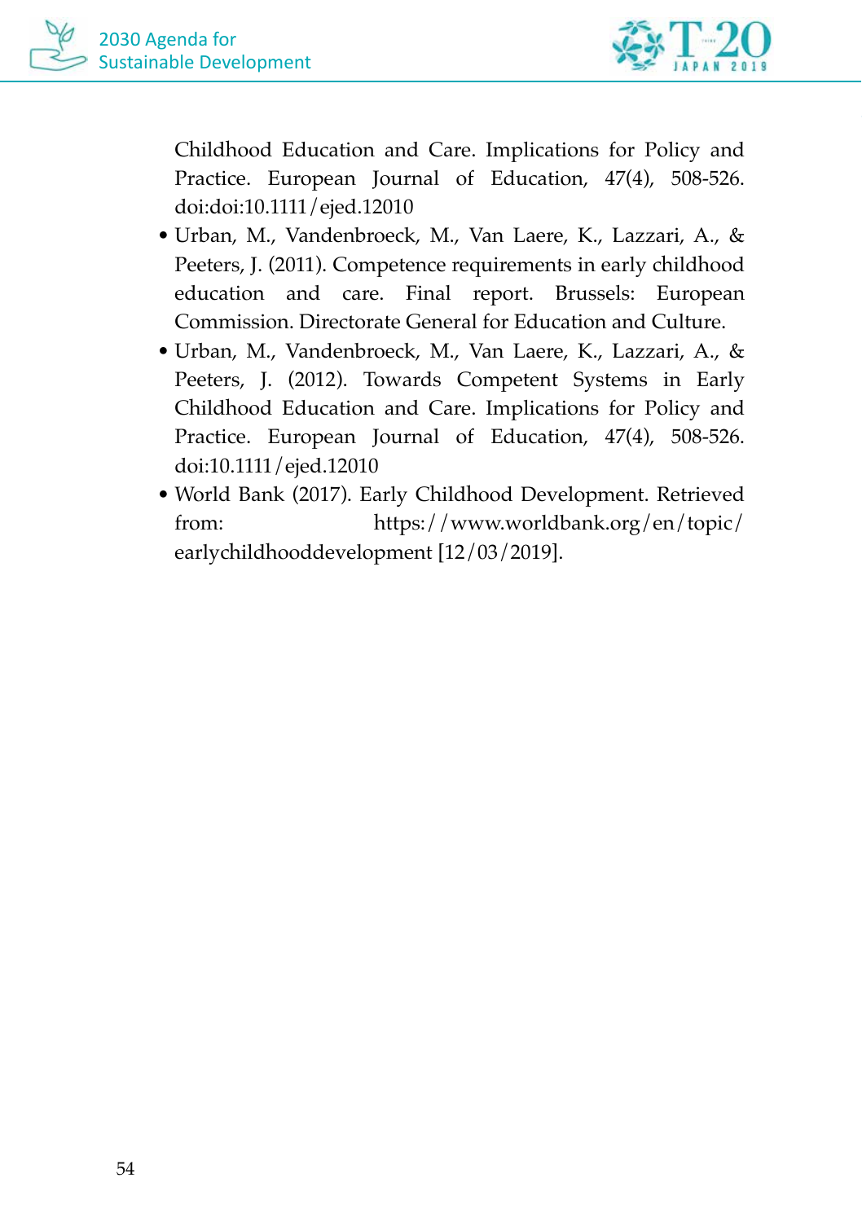Childhood Education and Care. Implications for Policy and Practice. European Journal of Education, 47(4), 508-526. doi:doi:10.1111/ejed.12010

- Urban, M., Vandenbroeck, M., Van Laere, K., Lazzari, A., & Peeters, J. (2011). Competence requirements in early childhood education and care. Final report. Brussels: European Commission. Directorate General for Education and Culture.
- Urban, M., Vandenbroeck, M., Van Laere, K., Lazzari, A., & Peeters, J. (2012). Towards Competent Systems in Early Childhood Education and Care. Implications for Policy and Practice. European Journal of Education, 47(4), 508-526. doi:10.1111/ejed.12010
- World Bank (2017). Early Childhood Development. Retrieved from: https://www.worldbank.org/en/topic/earlychilddevelopment [12/03/2019].